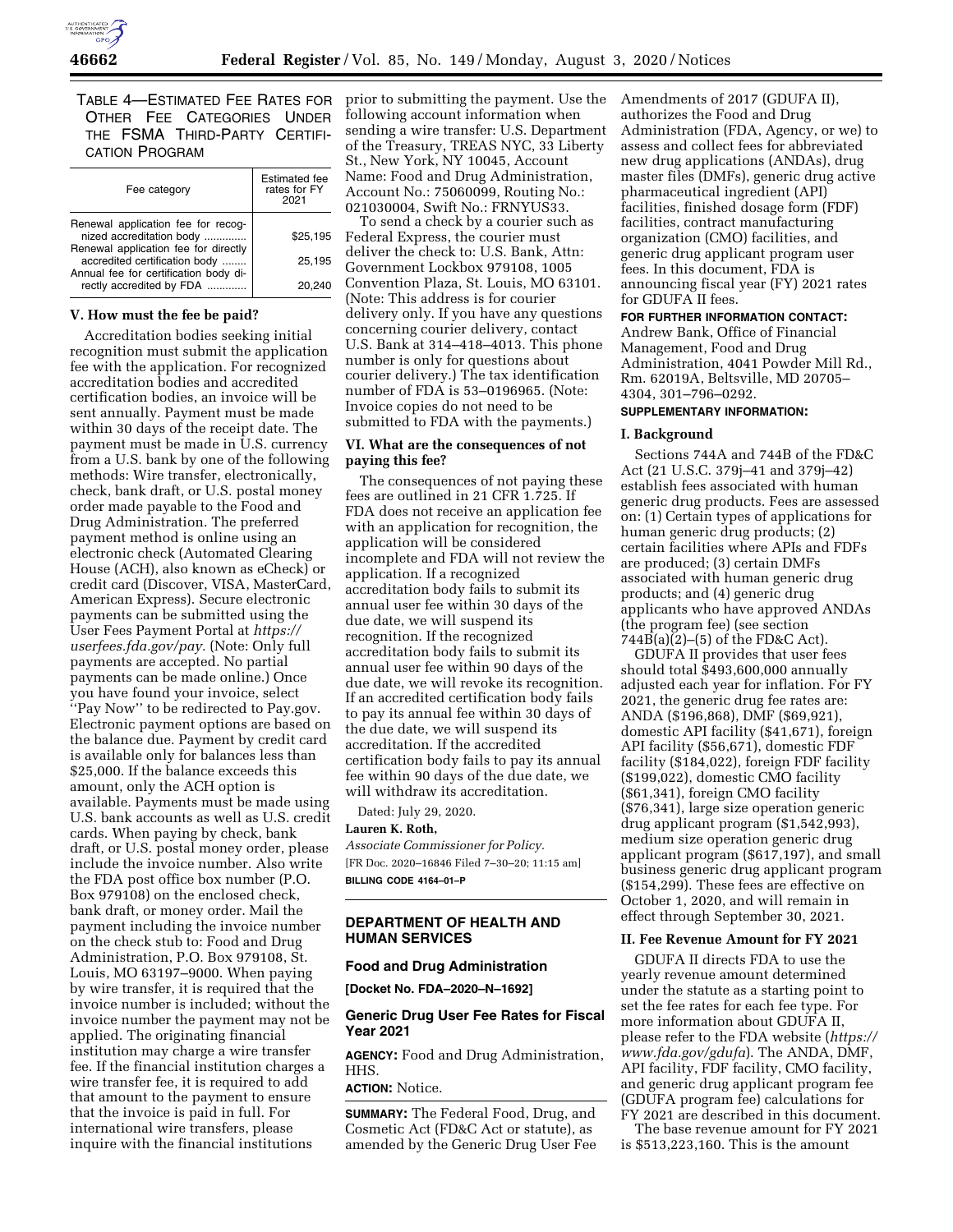TABLE 4—ESTIMATED FEE RATES FOR OTHER FEE CATEGORIES UNDER THE FSMA THIRD-PARTY CERTIFICATION PROGRAM

| Fee category | Estimated fee rates for FY 2021 |
| --- | --- |
| Renewal application fee for recognized accreditation body | $25,195 |
| Renewal application fee for directly accredited certification body | 25,195 |
| Annual fee for certification body directly accredited by FDA | 20,240 |

### V. How must the fee be paid?

Accreditation bodies seeking initial recognition must submit the application fee with the application. For recognized accreditation bodies and accredited certification bodies, an invoice will be sent annually. Payment must be made within 30 days of the receipt date. The payment must be made in U.S. currency from a U.S. bank by one of the following methods: Wire transfer, electronically, check, bank draft, or U.S. postal money order made payable to the Food and Drug Administration. The preferred payment method is online using an electronic check (Automated Clearing House (ACH), also known as eCheck) or credit card (Discover, VISA, MasterCard, American Express). Secure electronic payments can be submitted using the User Fees Payment Portal at *https://userfees.fda.gov/pay.* (Note: Only full payments are accepted. No partial payments can be made online.) Once you have found your invoice, select ''Pay Now'' to be redirected to Pay.gov. Electronic payment options are based on the balance due. Payment by credit card is available only for balances less than $25,000. If the balance exceeds this amount, only the ACH option is available. Payments must be made using U.S. bank accounts as well as U.S. credit cards. When paying by check, bank draft, or U.S. postal money order, please include the invoice number. Also write the FDA post office box number (P.O. Box 979108) on the enclosed check, bank draft, or money order. Mail the payment including the invoice number on the check stub to: Food and Drug Administration, P.O. Box 979108, St. Louis, MO 63197–9000. When paying by wire transfer, it is required that the invoice number is included; without the invoice number the payment may not be applied. The originating financial institution may charge a wire transfer fee. If the financial institution charges a wire transfer fee, it is required to add that amount to the payment to ensure that the invoice is paid in full. For international wire transfers, please inquire with the financial institutions prior to submitting the payment. Use the following account information when sending a wire transfer: U.S. Department of the Treasury, TREAS NYC, 33 Liberty St., New York, NY 10045, Account Name: Food and Drug Administration, Account No.: 75060099, Routing No.: 021030004, Swift No.: FRNYUS33.

To send a check by a courier such as Federal Express, the courier must deliver the check to: U.S. Bank, Attn: Government Lockbox 979108, 1005 Convention Plaza, St. Louis, MO 63101. (Note: This address is for courier delivery only. If you have any questions concerning courier delivery, contact U.S. Bank at 314–418–4013. This phone number is only for questions about courier delivery.) The tax identification number of FDA is 53–0196965. (Note: Invoice copies do not need to be submitted to FDA with the payments.)

### VI. What are the consequences of not paying this fee?

The consequences of not paying these fees are outlined in 21 CFR 1.725. If FDA does not receive an application fee with an application for recognition, the application will be considered incomplete and FDA will not review the application. If a recognized accreditation body fails to submit its annual user fee within 30 days of the due date, we will suspend its recognition. If the recognized accreditation body fails to submit its annual user fee within 90 days of the due date, we will revoke its recognition. If an accredited certification body fails to pay its annual fee within 30 days of the due date, we will suspend its accreditation. If the accredited certification body fails to pay its annual fee within 90 days of the due date, we will withdraw its accreditation.

Dated: July 29, 2020.

**Lauren K. Roth,**

*Associate Commissioner for Policy.*

[FR Doc. 2020–16846 Filed 7–30–20; 11:15 am]

**BILLING CODE 4164–01–P**

---

## DEPARTMENT OF HEALTH AND HUMAN SERVICES

### Food and Drug Administration

**[Docket No. FDA–2020–N–1692]**

### Generic Drug User Fee Rates for Fiscal Year 2021

**AGENCY:** Food and Drug Administration, HHS.

**ACTION:** Notice.

**SUMMARY:** The Federal Food, Drug, and Cosmetic Act (FD&C Act or statute), as amended by the Generic Drug User Fee Amendments of 2017 (GDUFA II), authorizes the Food and Drug Administration (FDA, Agency, or we) to assess and collect fees for abbreviated new drug applications (ANDAs), drug master files (DMFs), generic drug active pharmaceutical ingredient (API) facilities, finished dosage form (FDF) facilities, contract manufacturing organization (CMO) facilities, and generic drug applicant program user fees. In this document, FDA is announcing fiscal year (FY) 2021 rates for GDUFA II fees.

**FOR FURTHER INFORMATION CONTACT:** Andrew Bank, Office of Financial Management, Food and Drug Administration, 4041 Powder Mill Rd., Rm. 62019A, Beltsville, MD 20705–4304, 301–796–0292.

**SUPPLEMENTARY INFORMATION:**

### I. Background

Sections 744A and 744B of the FD&C Act (21 U.S.C. 379j–41 and 379j–42) establish fees associated with human generic drug products. Fees are assessed on: (1) Certain types of applications for human generic drug products; (2) certain facilities where APIs and FDFs are produced; (3) certain DMFs associated with human generic drug products; and (4) generic drug applicants who have approved ANDAs (the program fee) (see section 744B(a)(2)–(5) of the FD&C Act).

GDUFA II provides that user fees should total $493,600,000 annually adjusted each year for inflation. For FY 2021, the generic drug fee rates are: ANDA ($196,868), DMF ($69,921), domestic API facility ($41,671), foreign API facility ($56,671), domestic FDF facility ($184,022), foreign FDF facility ($199,022), domestic CMO facility ($61,341), foreign CMO facility ($76,341), large size operation generic drug applicant program ($1,542,993), medium size operation generic drug applicant program ($617,197), and small business generic drug applicant program ($154,299). These fees are effective on October 1, 2020, and will remain in effect through September 30, 2021.

### II. Fee Revenue Amount for FY 2021

GDUFA II directs FDA to use the yearly revenue amount determined under the statute as a starting point to set the fee rates for each fee type. For more information about GDUFA II, please refer to the FDA website (*https://www.fda.gov/gdufa*). The ANDA, DMF, API facility, FDF facility, CMO facility, and generic drug applicant program fee (GDUFA program fee) calculations for FY 2021 are described in this document.

The base revenue amount for FY 2021 is $513,223,160. This is the amount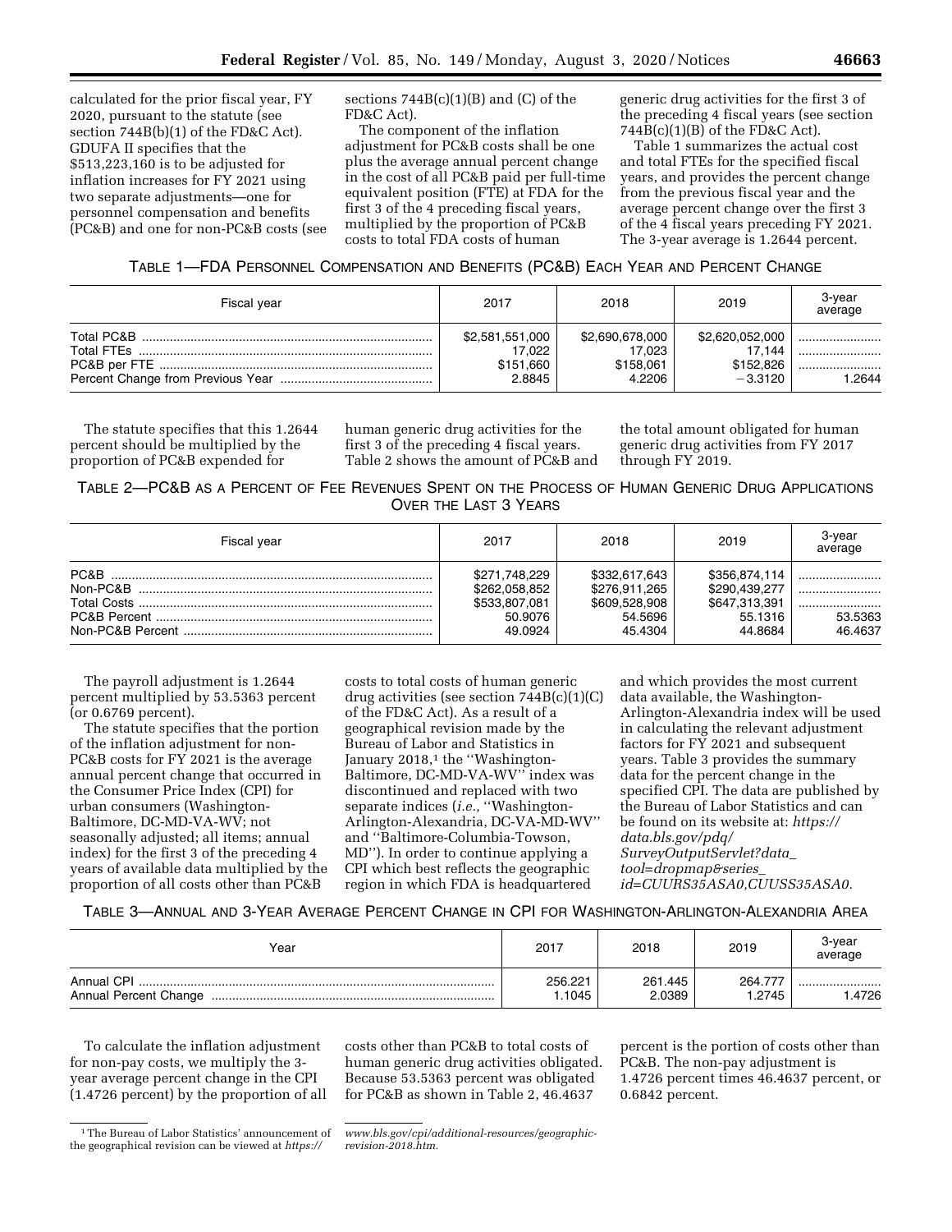calculated for the prior fiscal year, FY 2020, pursuant to the statute (see section 744B(b)(1) of the FD&C Act). GDUFA II specifies that the $513,223,160 is to be adjusted for inflation increases for FY 2021 using two separate adjustments—one for personnel compensation and benefits (PC&B) and one for non-PC&B costs (see sections 744B(c)(1)(B) and (C) of the FD&C Act).

The component of the inflation adjustment for PC&B costs shall be one plus the average annual percent change in the cost of all PC&B paid per full-time equivalent position (FTE) at FDA for the first 3 of the 4 preceding fiscal years, multiplied by the proportion of PC&B costs to total FDA costs of human generic drug activities for the first 3 of the preceding 4 fiscal years (see section 744B(c)(1)(B) of the FD&C Act).

Table 1 summarizes the actual cost and total FTEs for the specified fiscal years, and provides the percent change from the previous fiscal year and the average percent change over the first 3 of the 4 fiscal years preceding FY 2021. The 3-year average is 1.2644 percent.

TABLE 1—FDA PERSONNEL COMPENSATION AND BENEFITS (PC&B) EACH YEAR AND PERCENT CHANGE

| Fiscal year | 2017 | 2018 | 2019 | 3-year average |
|---|---|---|---|---|
| Total PC&B | $2,581,551,000 | $2,690,678,000 | $2,620,052,000 | |
| Total FTEs | 17,022 | 17,023 | 17,144 | |
| PC&B per FTE | $151,660 | $158,061 | $152,826 | |
| Percent Change from Previous Year | 2.8845 | 4.2206 | −3.3120 | 1.2644 |

The statute specifies that this 1.2644 percent should be multiplied by the proportion of PC&B expended for human generic drug activities for the first 3 of the preceding 4 fiscal years. Table 2 shows the amount of PC&B and the total amount obligated for human generic drug activities from FY 2017 through FY 2019.

TABLE 2—PC&B AS A PERCENT OF FEE REVENUES SPENT ON THE PROCESS OF HUMAN GENERIC DRUG APPLICATIONS OVER THE LAST 3 YEARS

| Fiscal year | 2017 | 2018 | 2019 | 3-year average |
|---|---|---|---|---|
| PC&B | $271,748,229 | $332,617,643 | $356,874,114 | |
| Non-PC&B | $262,058,852 | $276,911,265 | $290,439,277 | |
| Total Costs | $533,807,081 | $609,528,908 | $647,313,391 | |
| PC&B Percent | 50.9076 | 54.5696 | 55.1316 | 53.5363 |
| Non-PC&B Percent | 49.0924 | 45.4304 | 44.8684 | 46.4637 |

The payroll adjustment is 1.2644 percent multiplied by 53.5363 percent (or 0.6769 percent).

The statute specifies that the portion of the inflation adjustment for non-PC&B costs for FY 2021 is the average annual percent change that occurred in the Consumer Price Index (CPI) for urban consumers (Washington-Baltimore, DC-MD-VA-WV; not seasonally adjusted; all items; annual index) for the first 3 of the preceding 4 years of available data multiplied by the proportion of all costs other than PC&B costs to total costs of human generic drug activities (see section 744B(c)(1)(C) of the FD&C Act). As a result of a geographical revision made by the Bureau of Labor and Statistics in January 2018,[1] the "Washington-Baltimore, DC-MD-VA-WV" index was discontinued and replaced with two separate indices (*i.e.,* "Washington-Arlington-Alexandria, DC-VA-MD-WV" and "Baltimore-Columbia-Towson, MD"). In order to continue applying a CPI which best reflects the geographic region in which FDA is headquartered and which provides the most current data available, the Washington-Arlington-Alexandria index will be used in calculating the relevant adjustment factors for FY 2021 and subsequent years. Table 3 provides the summary data for the percent change in the specified CPI. The data are published by the Bureau of Labor Statistics and can be found on its website at: *https://data.bls.gov/pdq/SurveyOutputServlet?data_tool=dropmap&series_id=CUURS35ASA0,CUUSS35ASA0*.

TABLE 3—ANNUAL AND 3-YEAR AVERAGE PERCENT CHANGE IN CPI FOR WASHINGTON-ARLINGTON-ALEXANDRIA AREA

| Year | 2017 | 2018 | 2019 | 3-year average |
|---|---|---|---|---|
| Annual CPI | 256.221 | 261.445 | 264.777 | |
| Annual Percent Change | 1.1045 | 2.0389 | 1.2745 | 1.4726 |

To calculate the inflation adjustment for non-pay costs, we multiply the 3-year average percent change in the CPI (1.4726 percent) by the proportion of all costs other than PC&B to total costs of human generic drug activities obligated. Because 53.5363 percent was obligated for PC&B as shown in Table 2, 46.4637 percent is the portion of costs other than PC&B. The non-pay adjustment is 1.4726 percent times 46.4637 percent, or 0.6842 percent.

[1] The Bureau of Labor Statistics' announcement of the geographical revision can be viewed at *https://www.bls.gov/cpi/additional-resources/geographic-revision-2018.htm*.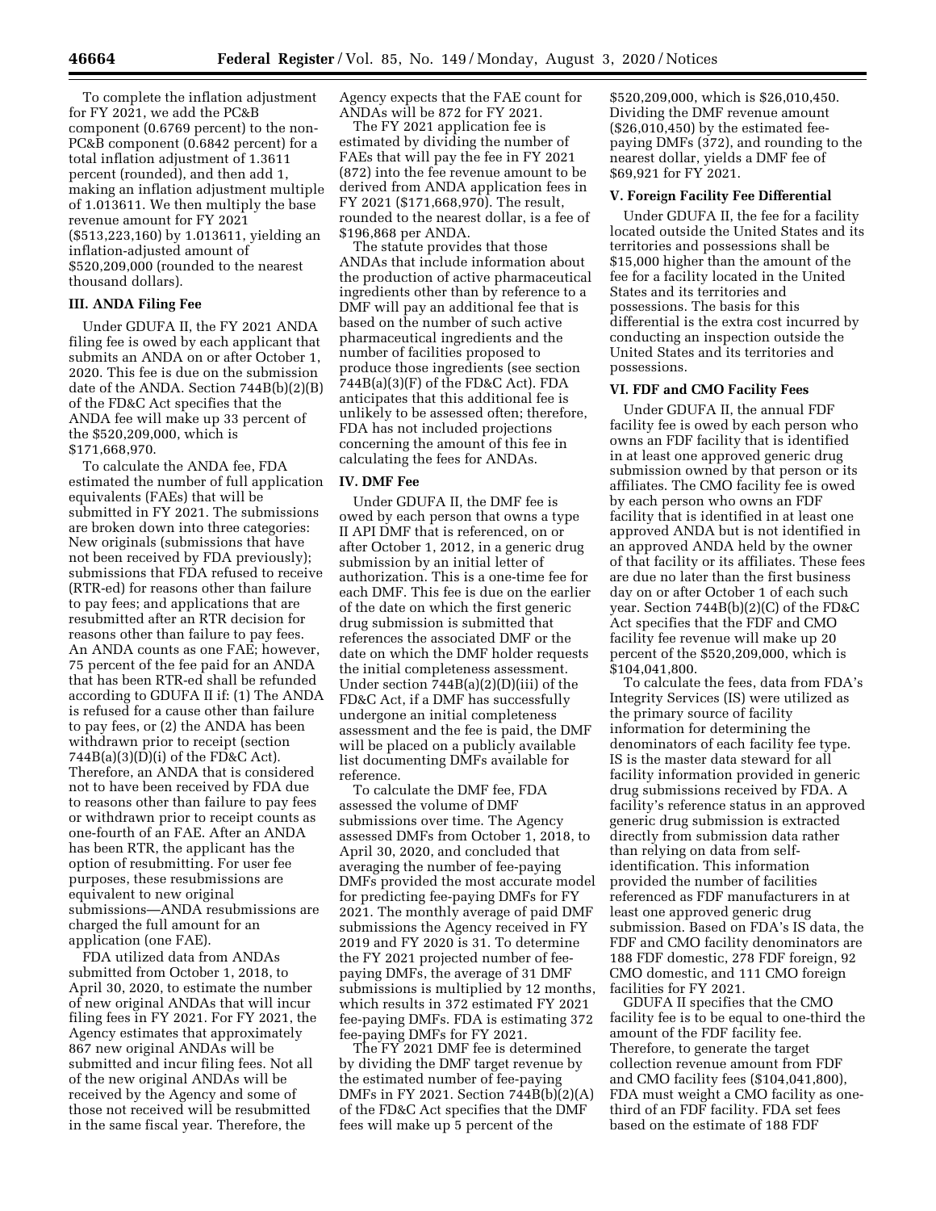To complete the inflation adjustment for FY 2021, we add the PC&B component (0.6769 percent) to the non-PC&B component (0.6842 percent) for a total inflation adjustment of 1.3611 percent (rounded), and then add 1, making an inflation adjustment multiple of 1.013611. We then multiply the base revenue amount for FY 2021 ($513,223,160) by 1.013611, yielding an inflation-adjusted amount of $520,209,000 (rounded to the nearest thousand dollars).

### III. ANDA Filing Fee

Under GDUFA II, the FY 2021 ANDA filing fee is owed by each applicant that submits an ANDA on or after October 1, 2020. This fee is due on the submission date of the ANDA. Section 744B(b)(2)(B) of the FD&C Act specifies that the ANDA fee will make up 33 percent of the $520,209,000, which is $171,668,970.

To calculate the ANDA fee, FDA estimated the number of full application equivalents (FAEs) that will be submitted in FY 2021. The submissions are broken down into three categories: New originals (submissions that have not been received by FDA previously); submissions that FDA refused to receive (RTR-ed) for reasons other than failure to pay fees; and applications that are resubmitted after an RTR decision for reasons other than failure to pay fees. An ANDA counts as one FAE; however, 75 percent of the fee paid for an ANDA that has been RTR-ed shall be refunded according to GDUFA II if: (1) The ANDA is refused for a cause other than failure to pay fees, or (2) the ANDA has been withdrawn prior to receipt (section 744B(a)(3)(D)(i) of the FD&C Act). Therefore, an ANDA that is considered not to have been received by FDA due to reasons other than failure to pay fees or withdrawn prior to receipt counts as one-fourth of an FAE. After an ANDA has been RTR, the applicant has the option of resubmitting. For user fee purposes, these resubmissions are equivalent to new original submissions—ANDA resubmissions are charged the full amount for an application (one FAE).

FDA utilized data from ANDAs submitted from October 1, 2018, to April 30, 2020, to estimate the number of new original ANDAs that will incur filing fees in FY 2021. For FY 2021, the Agency estimates that approximately 867 new original ANDAs will be submitted and incur filing fees. Not all of the new original ANDAs will be received by the Agency and some of those not received will be resubmitted in the same fiscal year. Therefore, the Agency expects that the FAE count for ANDAs will be 872 for FY 2021.

The FY 2021 application fee is estimated by dividing the number of FAEs that will pay the fee in FY 2021 (872) into the fee revenue amount to be derived from ANDA application fees in FY 2021 ($171,668,970). The result, rounded to the nearest dollar, is a fee of $196,868 per ANDA.

The statute provides that those ANDAs that include information about the production of active pharmaceutical ingredients other than by reference to a DMF will pay an additional fee that is based on the number of such active pharmaceutical ingredients and the number of facilities proposed to produce those ingredients (see section 744B(a)(3)(F) of the FD&C Act). FDA anticipates that this additional fee is unlikely to be assessed often; therefore, FDA has not included projections concerning the amount of this fee in calculating the fees for ANDAs.

### IV. DMF Fee

Under GDUFA II, the DMF fee is owed by each person that owns a type II API DMF that is referenced, on or after October 1, 2012, in a generic drug submission by an initial letter of authorization. This is a one-time fee for each DMF. This fee is due on the earlier of the date on which the first generic drug submission is submitted that references the associated DMF or the date on which the DMF holder requests the initial completeness assessment. Under section 744B(a)(2)(D)(iii) of the FD&C Act, if a DMF has successfully undergone an initial completeness assessment and the fee is paid, the DMF will be placed on a publicly available list documenting DMFs available for reference.

To calculate the DMF fee, FDA assessed the volume of DMF submissions over time. The Agency assessed DMFs from October 1, 2018, to April 30, 2020, and concluded that averaging the number of fee-paying DMFs provided the most accurate model for predicting fee-paying DMFs for FY 2021. The monthly average of paid DMF submissions the Agency received in FY 2019 and FY 2020 is 31. To determine the FY 2021 projected number of fee-paying DMFs, the average of 31 DMF submissions is multiplied by 12 months, which results in 372 estimated FY 2021 fee-paying DMFs. FDA is estimating 372 fee-paying DMFs for FY 2021.

The FY 2021 DMF fee is determined by dividing the DMF target revenue by the estimated number of fee-paying DMFs in FY 2021. Section 744B(b)(2)(A) of the FD&C Act specifies that the DMF fees will make up 5 percent of the $520,209,000, which is $26,010,450. Dividing the DMF revenue amount ($26,010,450) by the estimated fee-paying DMFs (372), and rounding to the nearest dollar, yields a DMF fee of $69,921 for FY 2021.

### V. Foreign Facility Fee Differential

Under GDUFA II, the fee for a facility located outside the United States and its territories and possessions shall be $15,000 higher than the amount of the fee for a facility located in the United States and its territories and possessions. The basis for this differential is the extra cost incurred by conducting an inspection outside the United States and its territories and possessions.

### VI. FDF and CMO Facility Fees

Under GDUFA II, the annual FDF facility fee is owed by each person who owns an FDF facility that is identified in at least one approved generic drug submission owned by that person or its affiliates. The CMO facility fee is owed by each person who owns an FDF facility that is identified in at least one approved ANDA but is not identified in an approved ANDA held by the owner of that facility or its affiliates. These fees are due no later than the first business day on or after October 1 of each such year. Section 744B(b)(2)(C) of the FD&C Act specifies that the FDF and CMO facility fee revenue will make up 20 percent of the $520,209,000, which is $104,041,800.

To calculate the fees, data from FDA's Integrity Services (IS) were utilized as the primary source of facility information for determining the denominators of each facility fee type. IS is the master data steward for all facility information provided in generic drug submissions received by FDA. A facility's reference status in an approved generic drug submission is extracted directly from submission data rather than relying on data from self-identification. This information provided the number of facilities referenced as FDF manufacturers in at least one approved generic drug submission. Based on FDA's IS data, the FDF and CMO facility denominators are 188 FDF domestic, 278 FDF foreign, 92 CMO domestic, and 111 CMO foreign facilities for FY 2021.

GDUFA II specifies that the CMO facility fee is to be equal to one-third the amount of the FDF facility fee. Therefore, to generate the target collection revenue amount from FDF and CMO facility fees ($104,041,800), FDA must weight a CMO facility as one-third of an FDF facility. FDA set fees based on the estimate of 188 FDF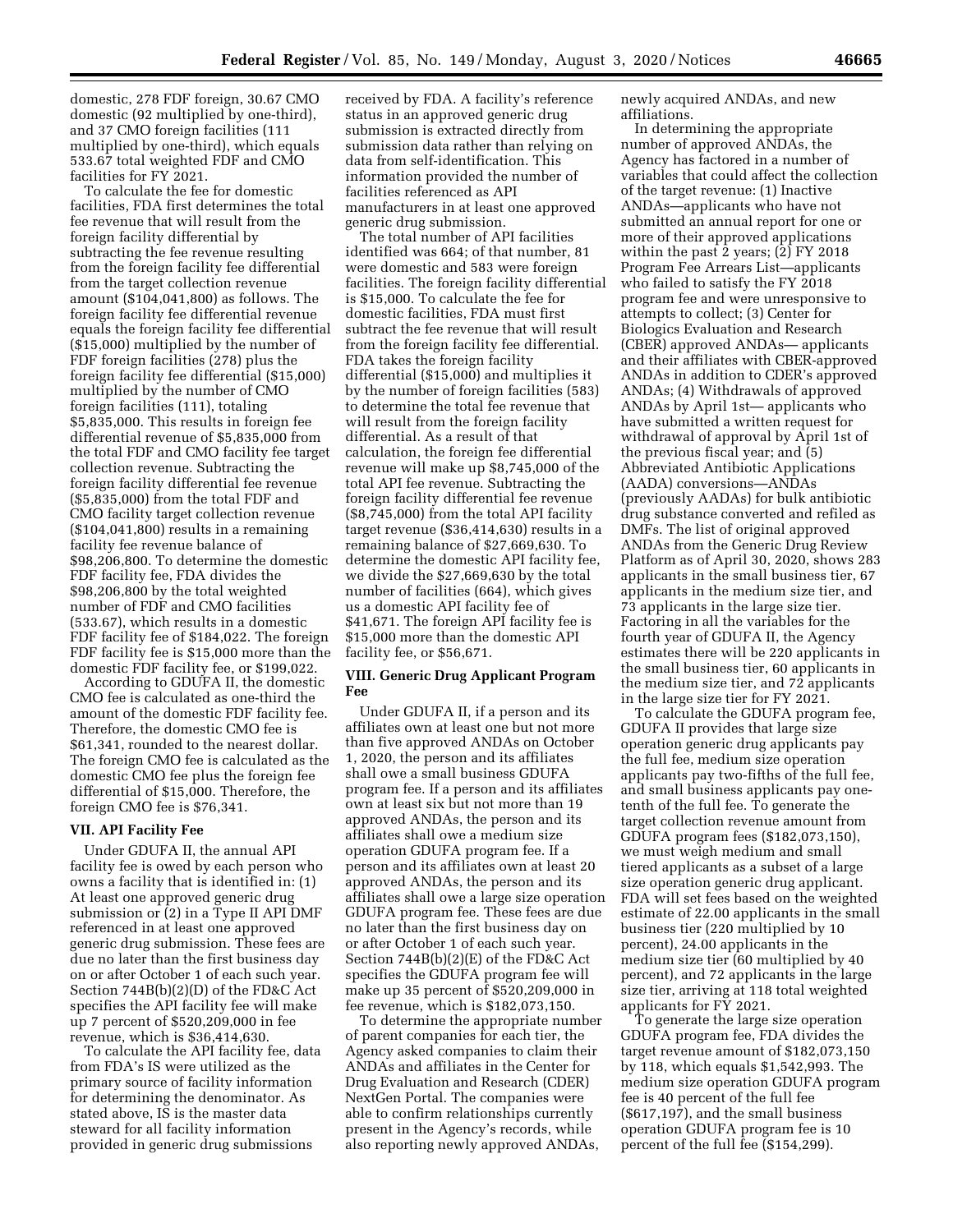domestic, 278 FDF foreign, 30.67 CMO domestic (92 multiplied by one-third), and 37 CMO foreign facilities (111 multiplied by one-third), which equals 533.67 total weighted FDF and CMO facilities for FY 2021.

To calculate the fee for domestic facilities, FDA first determines the total fee revenue that will result from the foreign facility differential by subtracting the fee revenue resulting from the foreign facility fee differential from the target collection revenue amount ($104,041,800) as follows. The foreign facility fee differential revenue equals the foreign facility fee differential ($15,000) multiplied by the number of FDF foreign facilities (278) plus the foreign facility fee differential ($15,000) multiplied by the number of CMO foreign facilities (111), totaling $5,835,000. This results in foreign fee differential revenue of $5,835,000 from the total FDF and CMO facility fee target collection revenue. Subtracting the foreign facility differential fee revenue ($5,835,000) from the total FDF and CMO facility target collection revenue ($104,041,800) results in a remaining facility fee revenue balance of $98,206,800. To determine the domestic FDF facility fee, FDA divides the $98,206,800 by the total weighted number of FDF and CMO facilities (533.67), which results in a domestic FDF facility fee of $184,022. The foreign FDF facility fee is $15,000 more than the domestic FDF facility fee, or $199,022.

According to GDUFA II, the domestic CMO fee is calculated as one-third the amount of the domestic FDF facility fee. Therefore, the domestic CMO fee is $61,341, rounded to the nearest dollar. The foreign CMO fee is calculated as the domestic CMO fee plus the foreign fee differential of $15,000. Therefore, the foreign CMO fee is $76,341.

## VII. API Facility Fee

Under GDUFA II, the annual API facility fee is owed by each person who owns a facility that is identified in: (1) At least one approved generic drug submission or (2) in a Type II API DMF referenced in at least one approved generic drug submission. These fees are due no later than the first business day on or after October 1 of each such year. Section 744B(b)(2)(D) of the FD&C Act specifies the API facility fee will make up 7 percent of $520,209,000 in fee revenue, which is $36,414,630.

To calculate the API facility fee, data from FDA's IS were utilized as the primary source of facility information for determining the denominator. As stated above, IS is the master data steward for all facility information provided in generic drug submissions received by FDA. A facility's reference status in an approved generic drug submission is extracted directly from submission data rather than relying on data from self-identification. This information provided the number of facilities referenced as API manufacturers in at least one approved generic drug submission.

The total number of API facilities identified was 664; of that number, 81 were domestic and 583 were foreign facilities. The foreign facility differential is $15,000. To calculate the fee for domestic facilities, FDA must first subtract the fee revenue that will result from the foreign facility fee differential. FDA takes the foreign facility differential ($15,000) and multiplies it by the number of foreign facilities (583) to determine the total fee revenue that will result from the foreign facility differential. As a result of that calculation, the foreign fee differential revenue will make up $8,745,000 of the total API fee revenue. Subtracting the foreign facility differential fee revenue ($8,745,000) from the total API facility target revenue ($36,414,630) results in a remaining balance of $27,669,630. To determine the domestic API facility fee, we divide the $27,669,630 by the total number of facilities (664), which gives us a domestic API facility fee of $41,671. The foreign API facility fee is $15,000 more than the domestic API facility fee, or $56,671.

## VIII. Generic Drug Applicant Program Fee

Under GDUFA II, if a person and its affiliates own at least one but not more than five approved ANDAs on October 1, 2020, the person and its affiliates shall owe a small business GDUFA program fee. If a person and its affiliates own at least six but not more than 19 approved ANDAs, the person and its affiliates shall owe a medium size operation GDUFA program fee. If a person and its affiliates own at least 20 approved ANDAs, the person and its affiliates shall owe a large size operation GDUFA program fee. These fees are due no later than the first business day on or after October 1 of each such year. Section 744B(b)(2)(E) of the FD&C Act specifies the GDUFA program fee will make up 35 percent of $520,209,000 in fee revenue, which is $182,073,150.

To determine the appropriate number of parent companies for each tier, the Agency asked companies to claim their ANDAs and affiliates in the Center for Drug Evaluation and Research (CDER) NextGen Portal. The companies were able to confirm relationships currently present in the Agency's records, while also reporting newly approved ANDAs, newly acquired ANDAs, and new affiliations.

In determining the appropriate number of approved ANDAs, the Agency has factored in a number of variables that could affect the collection of the target revenue: (1) Inactive ANDAs—applicants who have not submitted an annual report for one or more of their approved applications within the past 2 years; (2) FY 2018 Program Fee Arrears List—applicants who failed to satisfy the FY 2018 program fee and were unresponsive to attempts to collect; (3) Center for Biologics Evaluation and Research (CBER) approved ANDAs— applicants and their affiliates with CBER-approved ANDAs in addition to CDER's approved ANDAs; (4) Withdrawals of approved ANDAs by April 1st— applicants who have submitted a written request for withdrawal of approval by April 1st of the previous fiscal year; and (5) Abbreviated Antibiotic Applications (AADA) conversions—ANDAs (previously AADAs) for bulk antibiotic drug substance converted and refiled as DMFs. The list of original approved ANDAs from the Generic Drug Review Platform as of April 30, 2020, shows 283 applicants in the small business tier, 67 applicants in the medium size tier, and 73 applicants in the large size tier. Factoring in all the variables for the fourth year of GDUFA II, the Agency estimates there will be 220 applicants in the small business tier, 60 applicants in the medium size tier, and 72 applicants in the large size tier for FY 2021.

To calculate the GDUFA program fee, GDUFA II provides that large size operation generic drug applicants pay the full fee, medium size operation applicants pay two-fifths of the full fee, and small business applicants pay one-tenth of the full fee. To generate the target collection revenue amount from GDUFA program fees ($182,073,150), we must weigh medium and small tiered applicants as a subset of a large size operation generic drug applicant. FDA will set fees based on the weighted estimate of 22.00 applicants in the small business tier (220 multiplied by 10 percent), 24.00 applicants in the medium size tier (60 multiplied by 40 percent), and 72 applicants in the large size tier, arriving at 118 total weighted applicants for FY 2021.

To generate the large size operation GDUFA program fee, FDA divides the target revenue amount of $182,073,150 by 118, which equals $1,542,993. The medium size operation GDUFA program fee is 40 percent of the full fee ($617,197), and the small business operation GDUFA program fee is 10 percent of the full fee ($154,299).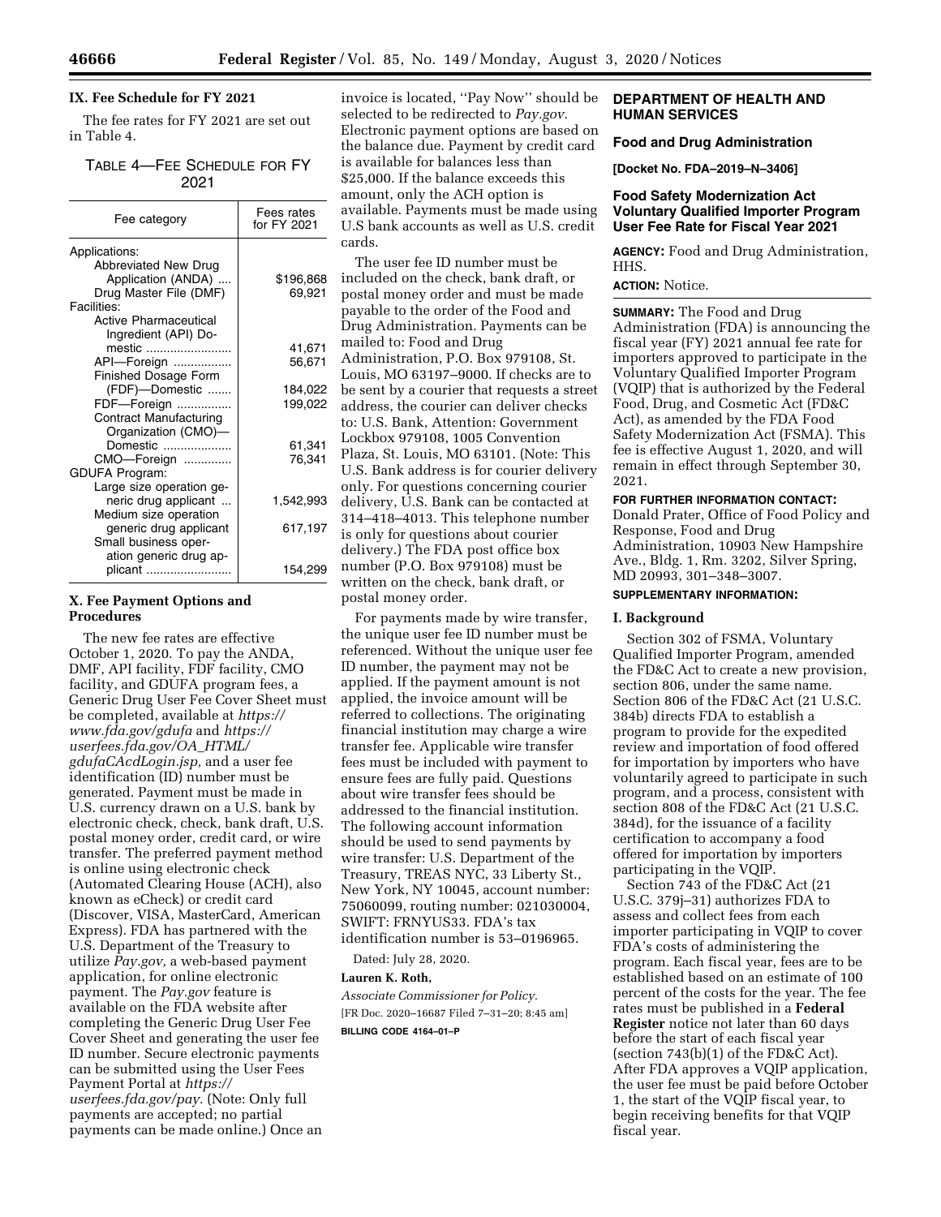## IX. Fee Schedule for FY 2021

The fee rates for FY 2021 are set out in Table 4.

TABLE 4—FEE SCHEDULE FOR FY 2021

| Fee category | Fees rates for FY 2021 |
|---|---|
| Applications: | |
| Abbreviated New Drug Application (ANDA) | $196,868 |
| Drug Master File (DMF) | 69,921 |
| Facilities: | |
| Active Pharmaceutical Ingredient (API) Domestic | 41,671 |
| API—Foreign | 56,671 |
| Finished Dosage Form (FDF)—Domestic | 184,022 |
| FDF—Foreign | 199,022 |
| Contract Manufacturing Organization (CMO)—Domestic | 61,341 |
| CMO—Foreign | 76,341 |
| GDUFA Program: | |
| Large size operation generic drug applicant | 1,542,993 |
| Medium size operation generic drug applicant | 617,197 |
| Small business operation generic drug applicant | 154,299 |

## X. Fee Payment Options and Procedures

The new fee rates are effective October 1, 2020. To pay the ANDA, DMF, API facility, FDF facility, CMO facility, and GDUFA program fees, a Generic Drug User Fee Cover Sheet must be completed, available at *https://www.fda.gov/gdufa* and *https://userfees.fda.gov/OA_HTML/gdufaCAcdLogin.jsp,* and a user fee identification (ID) number must be generated. Payment must be made in U.S. currency drawn on a U.S. bank by electronic check, check, bank draft, U.S. postal money order, credit card, or wire transfer. The preferred payment method is online using electronic check (Automated Clearing House (ACH), also known as eCheck) or credit card (Discover, VISA, MasterCard, American Express). FDA has partnered with the U.S. Department of the Treasury to utilize *Pay.gov,* a web-based payment application, for online electronic payment. The *Pay.gov* feature is available on the FDA website after completing the Generic Drug User Fee Cover Sheet and generating the user fee ID number. Secure electronic payments can be submitted using the User Fees Payment Portal at *https://userfees.fda.gov/pay.* (Note: Only full payments are accepted; no partial payments can be made online.) Once an invoice is located, ''Pay Now'' should be selected to be redirected to *Pay.gov.* Electronic payment options are based on the balance due. Payment by credit card is available for balances less than $25,000. If the balance exceeds this amount, only the ACH option is available. Payments must be made using U.S bank accounts as well as U.S. credit cards.

The user fee ID number must be included on the check, bank draft, or postal money order and must be made payable to the order of the Food and Drug Administration. Payments can be mailed to: Food and Drug Administration, P.O. Box 979108, St. Louis, MO 63197–9000. If checks are to be sent by a courier that requests a street address, the courier can deliver checks to: U.S. Bank, Attention: Government Lockbox 979108, 1005 Convention Plaza, St. Louis, MO 63101. (Note: This U.S. Bank address is for courier delivery only. For questions concerning courier delivery, U.S. Bank can be contacted at 314–418–4013. This telephone number is only for questions about courier delivery.) The FDA post office box number (P.O. Box 979108) must be written on the check, bank draft, or postal money order.

For payments made by wire transfer, the unique user fee ID number must be referenced. Without the unique user fee ID number, the payment may not be applied. If the payment amount is not applied, the invoice amount will be referred to collections. The originating financial institution may charge a wire transfer fee. Applicable wire transfer fees must be included with payment to ensure fees are fully paid. Questions about wire transfer fees should be addressed to the financial institution. The following account information should be used to send payments by wire transfer: U.S. Department of the Treasury, TREAS NYC, 33 Liberty St., New York, NY 10045, account number: 75060099, routing number: 021030004, SWIFT: FRNYUS33. FDA's tax identification number is 53–0196965.

Dated: July 28, 2020.

**Lauren K. Roth,**

*Associate Commissioner for Policy.*

[FR Doc. 2020–16687 Filed 7–31–20; 8:45 am]

**BILLING CODE 4164–01–P**

---

**DEPARTMENT OF HEALTH AND HUMAN SERVICES**

**Food and Drug Administration**

**[Docket No. FDA–2019–N–3406]**

## Food Safety Modernization Act Voluntary Qualified Importer Program User Fee Rate for Fiscal Year 2021

**AGENCY:** Food and Drug Administration, HHS.

**ACTION:** Notice.

**SUMMARY:** The Food and Drug Administration (FDA) is announcing the fiscal year (FY) 2021 annual fee rate for importers approved to participate in the Voluntary Qualified Importer Program (VQIP) that is authorized by the Federal Food, Drug, and Cosmetic Act (FD&C Act), as amended by the FDA Food Safety Modernization Act (FSMA). This fee is effective August 1, 2020, and will remain in effect through September 30, 2021.

**FOR FURTHER INFORMATION CONTACT:** Donald Prater, Office of Food Policy and Response, Food and Drug Administration, 10903 New Hampshire Ave., Bldg. 1, Rm. 3202, Silver Spring, MD 20993, 301–348–3007.

**SUPPLEMENTARY INFORMATION:**

### I. Background

Section 302 of FSMA, Voluntary Qualified Importer Program, amended the FD&C Act to create a new provision, section 806, under the same name. Section 806 of the FD&C Act (21 U.S.C. 384b) directs FDA to establish a program to provide for the expedited review and importation of food offered for importation by importers who have voluntarily agreed to participate in such program, and a process, consistent with section 808 of the FD&C Act (21 U.S.C. 384d), for the issuance of a facility certification to accompany a food offered for importation by importers participating in the VQIP.

Section 743 of the FD&C Act (21 U.S.C. 379j–31) authorizes FDA to assess and collect fees from each importer participating in VQIP to cover FDA's costs of administering the program. Each fiscal year, fees are to be established based on an estimate of 100 percent of the costs for the year. The fee rates must be published in a **Federal Register** notice not later than 60 days before the start of each fiscal year (section 743(b)(1) of the FD&C Act). After FDA approves a VQIP application, the user fee must be paid before October 1, the start of the VQIP fiscal year, to begin receiving benefits for that VQIP fiscal year.